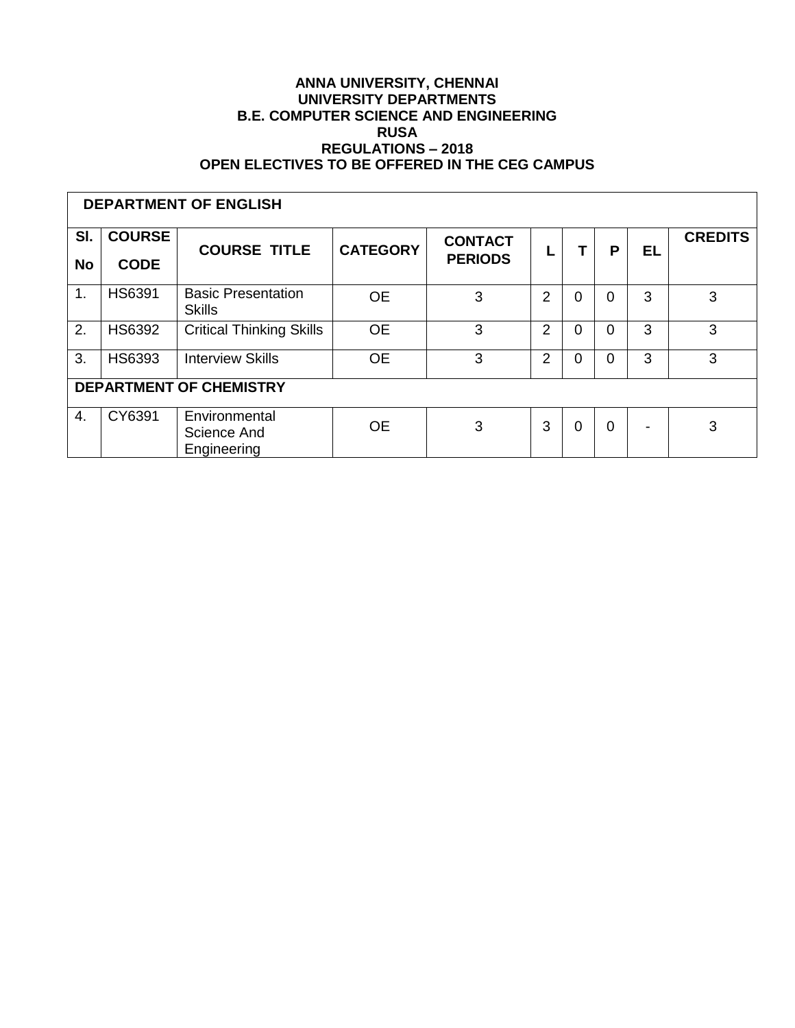# ANNA UNIVERSITY, CHENNAI
## UNIVERSITY DEPARTMENTS
## B.E. COMPUTER SCIENCE AND ENGINEERING
## RUSA
## REGULATIONS – 2018
## OPEN ELECTIVES TO BE OFFERED IN THE CEG CAMPUS

| Sl. No | COURSE CODE | COURSE TITLE | CATEGORY | CONTACT PERIODS | L | T | P | EL | CREDITS |
|---|---|---|---|---|---|---|---|---|---|
| **DEPARTMENT OF ENGLISH** | | | | | | | | | |
| 1. | HS6391 | Basic Presentation Skills | OE | 3 | 2 | 0 | 0 | 3 | 3 |
| 2. | HS6392 | Critical Thinking Skills | OE | 3 | 2 | 0 | 0 | 3 | 3 |
| 3. | HS6393 | Interview Skills | OE | 3 | 2 | 0 | 0 | 3 | 3 |
| **DEPARTMENT OF CHEMISTRY** | | | | | | | | | |
| 4. | CY6391 | Environmental Science And Engineering | OE | 3 | 3 | 0 | 0 | - | 3 |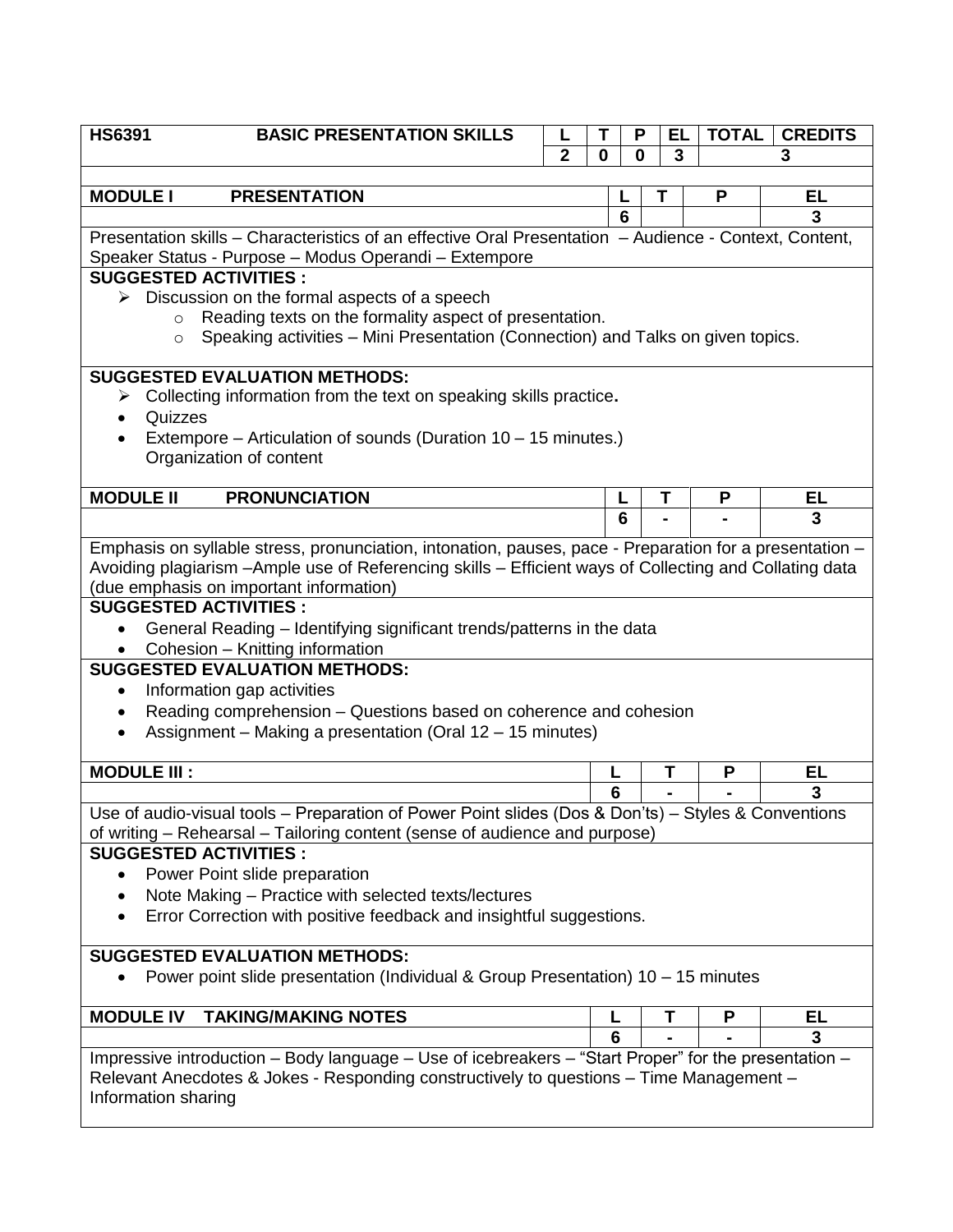| HS6391 | BASIC PRESENTATION SKILLS | L | T | P | EL | TOTAL | CREDITS |
|---|---|---|---|---|---|---|---|
| | | 2 | 0 | 0 | 3 | | 3 |

| MODULE I | PRESENTATION | L | T | P | EL |
|---|---|---|---|---|---|
| | | 6 | | | 3 |

Presentation skills – Characteristics of an effective Oral Presentation – Audience - Context, Content, Speaker Status - Purpose – Modus Operandi – Extempore

**SUGGESTED ACTIVITIES :**

- ➢ Discussion on the formal aspects of a speech
  - Reading texts on the formality aspect of presentation.
  - Speaking activities – Mini Presentation (Connection) and Talks on given topics.

**SUGGESTED EVALUATION METHODS:**

- ➢ Collecting information from the text on speaking skills practice**.**
- Quizzes
- Extempore – Articulation of sounds (Duration 10 – 15 minutes.)
  Organization of content

| MODULE II | PRONUNCIATION | L | T | P | EL |
|---|---|---|---|---|---|
| | | 6 | - | - | 3 |

Emphasis on syllable stress, pronunciation, intonation, pauses, pace - Preparation for a presentation – Avoiding plagiarism –Ample use of Referencing skills – Efficient ways of Collecting and Collating data (due emphasis on important information)

**SUGGESTED ACTIVITIES :**

- General Reading – Identifying significant trends/patterns in the data
- Cohesion – Knitting information

**SUGGESTED EVALUATION METHODS:**

- Information gap activities
- Reading comprehension – Questions based on coherence and cohesion
- Assignment – Making a presentation (Oral 12 – 15 minutes)

| MODULE III : | L | T | P | EL |
|---|---|---|---|---|
| | 6 | - | - | 3 |

Use of audio-visual tools – Preparation of Power Point slides (Dos & Don'ts) – Styles & Conventions of writing – Rehearsal – Tailoring content (sense of audience and purpose)

**SUGGESTED ACTIVITIES :**

- Power Point slide preparation
- Note Making – Practice with selected texts/lectures
- Error Correction with positive feedback and insightful suggestions.

**SUGGESTED EVALUATION METHODS:**

- Power point slide presentation (Individual & Group Presentation) 10 – 15 minutes

| MODULE IV | TAKING/MAKING NOTES | L | T | P | EL |
|---|---|---|---|---|---|
| | | 6 | - | - | 3 |

Impressive introduction – Body language – Use of icebreakers – "Start Proper" for the presentation – Relevant Anecdotes & Jokes - Responding constructively to questions – Time Management – Information sharing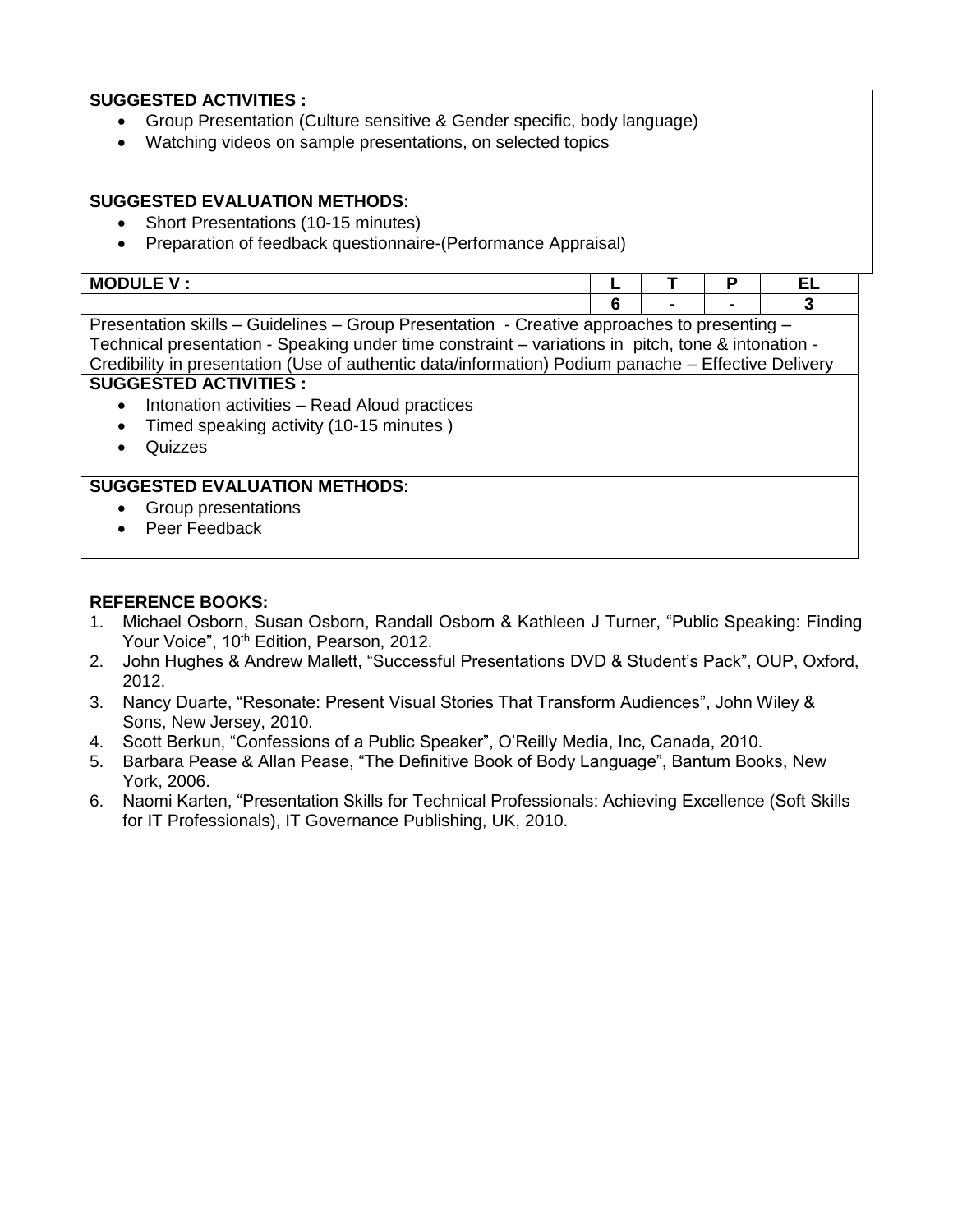**SUGGESTED ACTIVITIES :**

- Group Presentation (Culture sensitive & Gender specific, body language)
- Watching videos on sample presentations, on selected topics

**SUGGESTED EVALUATION METHODS:**

- Short Presentations (10-15 minutes)
- Preparation of feedback questionnaire-(Performance Appraisal)

| MODULE V : | L | T | P | EL |
|---|---|---|---|---|
| | 6 | - | - | 3 |

Presentation skills – Guidelines – Group Presentation - Creative approaches to presenting – Technical presentation - Speaking under time constraint – variations in pitch, tone & intonation - Credibility in presentation (Use of authentic data/information) Podium panache – Effective Delivery

**SUGGESTED ACTIVITIES :**

- Intonation activities – Read Aloud practices
- Timed speaking activity (10-15 minutes )
- Quizzes

**SUGGESTED EVALUATION METHODS:**

- Group presentations
- Peer Feedback

**REFERENCE BOOKS:**

1. Michael Osborn, Susan Osborn, Randall Osborn & Kathleen J Turner, "Public Speaking: Finding Your Voice", 10th Edition, Pearson, 2012.
2. John Hughes & Andrew Mallett, "Successful Presentations DVD & Student's Pack", OUP, Oxford, 2012.
3. Nancy Duarte, "Resonate: Present Visual Stories That Transform Audiences", John Wiley & Sons, New Jersey, 2010.
4. Scott Berkun, "Confessions of a Public Speaker", O'Reilly Media, Inc, Canada, 2010.
5. Barbara Pease & Allan Pease, "The Definitive Book of Body Language", Bantum Books, New York, 2006.
6. Naomi Karten, "Presentation Skills for Technical Professionals: Achieving Excellence (Soft Skills for IT Professionals), IT Governance Publishing, UK, 2010.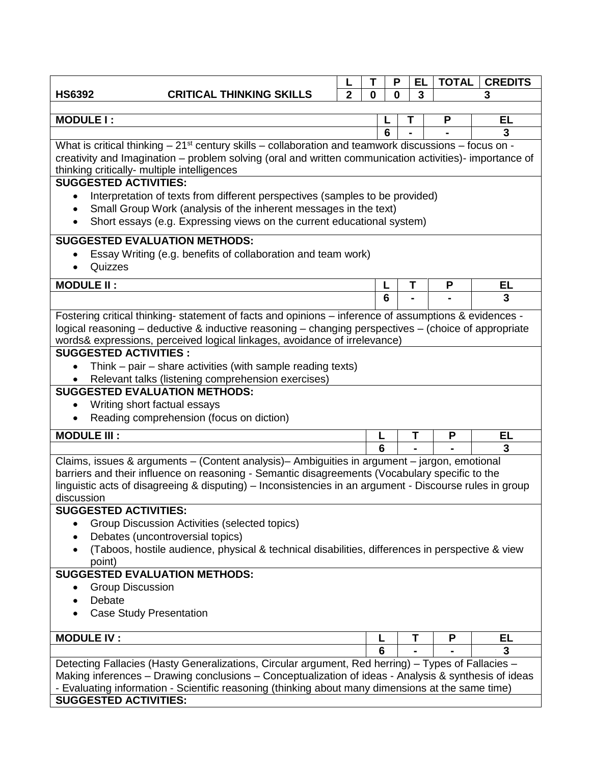| HS6392 | CRITICAL THINKING SKILLS | L | T | P | EL | TOTAL | CREDITS |
|---|---|---|---|---|---|---|---|
| | | 2 | 0 | 0 | 3 | | 3 |

**MODULE I :**

| L | T | P | EL |
|---|---|---|---|
| 6 | - | - | 3 |

What is critical thinking – 21st century skills – collaboration and teamwork discussions – focus on - creativity and Imagination – problem solving (oral and written communication activities)- importance of thinking critically- multiple intelligences

**SUGGESTED ACTIVITIES:**

- Interpretation of texts from different perspectives (samples to be provided)
- Small Group Work (analysis of the inherent messages in the text)
- Short essays (e.g. Expressing views on the current educational system)

**SUGGESTED EVALUATION METHODS:**

- Essay Writing (e.g. benefits of collaboration and team work)
- Quizzes

**MODULE II :**

| L | T | P | EL |
|---|---|---|---|
| 6 | - | - | 3 |

Fostering critical thinking- statement of facts and opinions – inference of assumptions & evidences - logical reasoning – deductive & inductive reasoning – changing perspectives – (choice of appropriate words& expressions, perceived logical linkages, avoidance of irrelevance)

**SUGGESTED ACTIVITIES :**

- Think – pair – share activities (with sample reading texts)
- Relevant talks (listening comprehension exercises)

**SUGGESTED EVALUATION METHODS:**

- Writing short factual essays
- Reading comprehension (focus on diction)

**MODULE III :**

| L | T | P | EL |
|---|---|---|---|
| 6 | - | - | 3 |

Claims, issues & arguments – (Content analysis)– Ambiguities in argument – jargon, emotional barriers and their influence on reasoning - Semantic disagreements (Vocabulary specific to the linguistic acts of disagreeing & disputing) – Inconsistencies in an argument - Discourse rules in group discussion

**SUGGESTED ACTIVITIES:**

- Group Discussion Activities (selected topics)
- Debates (uncontroversial topics)
- (Taboos, hostile audience, physical & technical disabilities, differences in perspective & view point)

**SUGGESTED EVALUATION METHODS:**

- Group Discussion
- Debate
- Case Study Presentation

**MODULE IV :**

| L | T | P | EL |
|---|---|---|---|
| 6 | - | - | 3 |

Detecting Fallacies (Hasty Generalizations, Circular argument, Red herring) – Types of Fallacies – Making inferences – Drawing conclusions – Conceptualization of ideas - Analysis & synthesis of ideas - Evaluating information - Scientific reasoning (thinking about many dimensions at the same time)

**SUGGESTED ACTIVITIES:**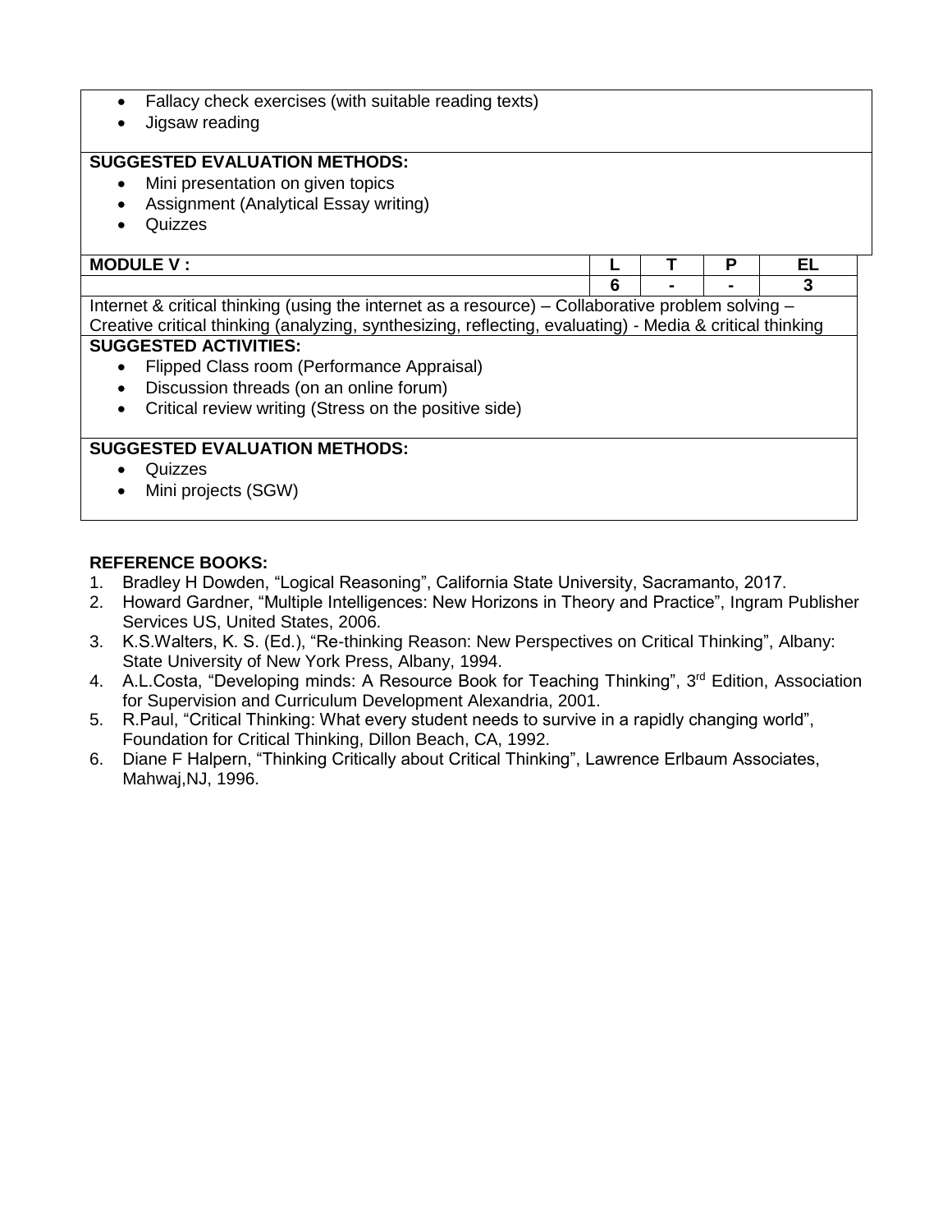- Fallacy check exercises (with suitable reading texts)
- Jigsaw reading

**SUGGESTED EVALUATION METHODS:**

- Mini presentation on given topics
- Assignment (Analytical Essay writing)
- Quizzes

| **MODULE V :** | **L** | **T** | **P** | **EL** |
|---|---|---|---|---|
| | **6** | **-** | **-** | **3** |

Internet & critical thinking (using the internet as a resource) – Collaborative problem solving – Creative critical thinking (analyzing, synthesizing, reflecting, evaluating) - Media & critical thinking

**SUGGESTED ACTIVITIES:**

- Flipped Class room (Performance Appraisal)
- Discussion threads (on an online forum)
- Critical review writing (Stress on the positive side)

**SUGGESTED EVALUATION METHODS:**

- Quizzes
- Mini projects (SGW)

**REFERENCE BOOKS:**

1. Bradley H Dowden, "Logical Reasoning", California State University, Sacramanto, 2017.
2. Howard Gardner, "Multiple Intelligences: New Horizons in Theory and Practice", Ingram Publisher Services US, United States, 2006.
3. K.S.Walters, K. S. (Ed.), "Re-thinking Reason: New Perspectives on Critical Thinking", Albany: State University of New York Press, Albany, 1994.
4. A.L.Costa, "Developing minds: A Resource Book for Teaching Thinking", 3rd Edition, Association for Supervision and Curriculum Development Alexandria, 2001.
5. R.Paul, "Critical Thinking: What every student needs to survive in a rapidly changing world", Foundation for Critical Thinking, Dillon Beach, CA, 1992.
6. Diane F Halpern, "Thinking Critically about Critical Thinking", Lawrence Erlbaum Associates, Mahwaj,NJ, 1996.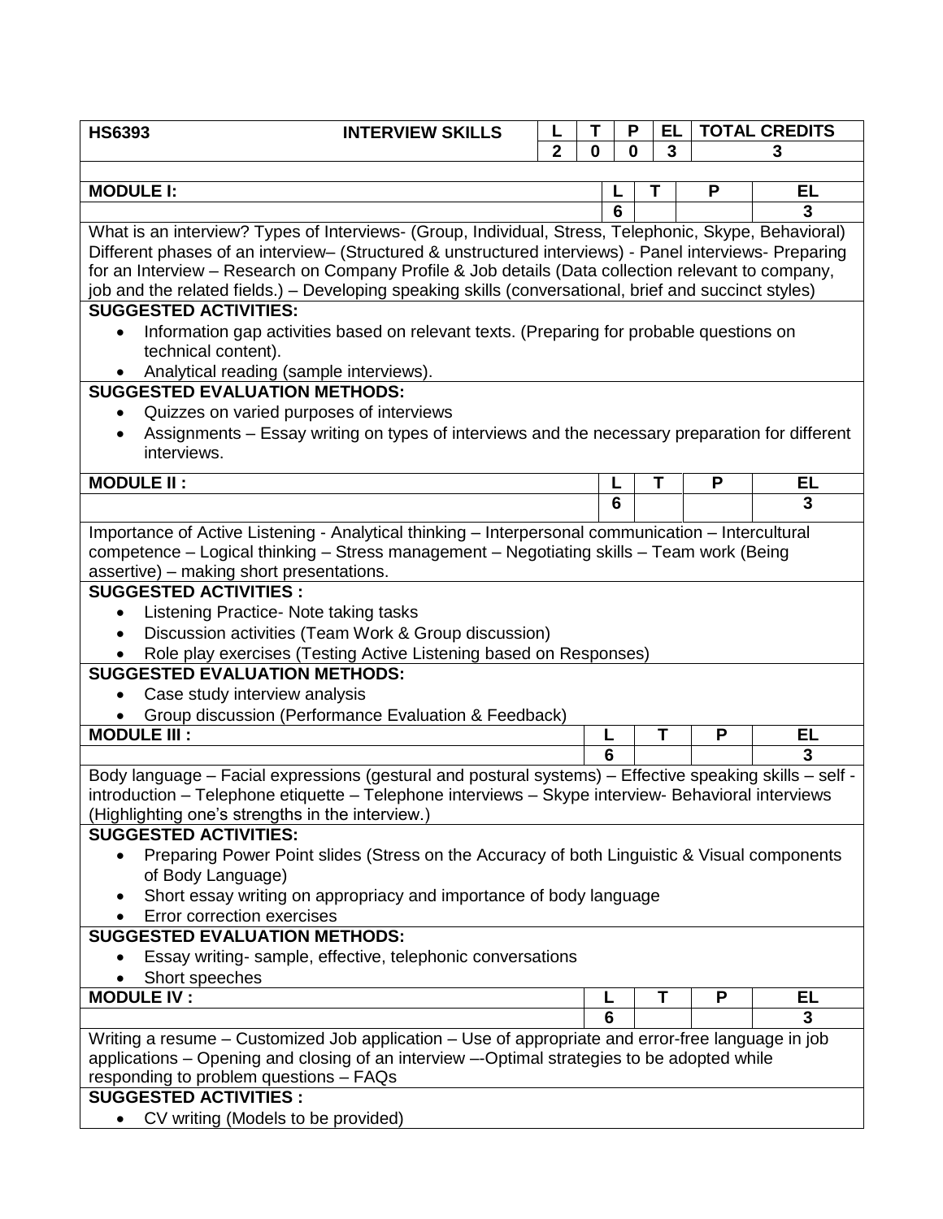| HS6393 | INTERVIEW SKILLS | L | T | P | EL | TOTAL CREDITS |
|---|---|---|---|---|---|---|
| | | 2 | 0 | 0 | 3 | 3 |

| MODULE I: | L | T | P | EL |
|---|---|---|---|---|
| | 6 | | | 3 |

What is an interview? Types of Interviews- (Group, Individual, Stress, Telephonic, Skype, Behavioral) Different phases of an interview– (Structured & unstructured interviews) - Panel interviews- Preparing for an Interview – Research on Company Profile & Job details (Data collection relevant to company, job and the related fields.) – Developing speaking skills (conversational, brief and succinct styles)

**SUGGESTED ACTIVITIES:**

- Information gap activities based on relevant texts. (Preparing for probable questions on technical content).
- Analytical reading (sample interviews).

**SUGGESTED EVALUATION METHODS:**

- Quizzes on varied purposes of interviews
- Assignments – Essay writing on types of interviews and the necessary preparation for different interviews.

| MODULE II : | L | T | P | EL |
|---|---|---|---|---|
| | 6 | | | 3 |

Importance of Active Listening - Analytical thinking – Interpersonal communication – Intercultural competence – Logical thinking – Stress management – Negotiating skills – Team work (Being assertive) – making short presentations.

**SUGGESTED ACTIVITIES :**

- Listening Practice- Note taking tasks
- Discussion activities (Team Work & Group discussion)
- Role play exercises (Testing Active Listening based on Responses)

**SUGGESTED EVALUATION METHODS:**

- Case study interview analysis
- Group discussion (Performance Evaluation & Feedback)

| MODULE III : | L | T | P | EL |
|---|---|---|---|---|
| | 6 | | | 3 |

Body language – Facial expressions (gestural and postural systems) – Effective speaking skills – self - introduction – Telephone etiquette – Telephone interviews – Skype interview- Behavioral interviews (Highlighting one's strengths in the interview.)

**SUGGESTED ACTIVITIES:**

- Preparing Power Point slides (Stress on the Accuracy of both Linguistic & Visual components of Body Language)
- Short essay writing on appropriacy and importance of body language
- Error correction exercises

**SUGGESTED EVALUATION METHODS:**

- Essay writing- sample, effective, telephonic conversations
- Short speeches

| MODULE IV : | L | T | P | EL |
|---|---|---|---|---|
| | 6 | | | 3 |

Writing a resume – Customized Job application – Use of appropriate and error-free language in job applications – Opening and closing of an interview –-Optimal strategies to be adopted while responding to problem questions – FAQs

**SUGGESTED ACTIVITIES :**

- CV writing (Models to be provided)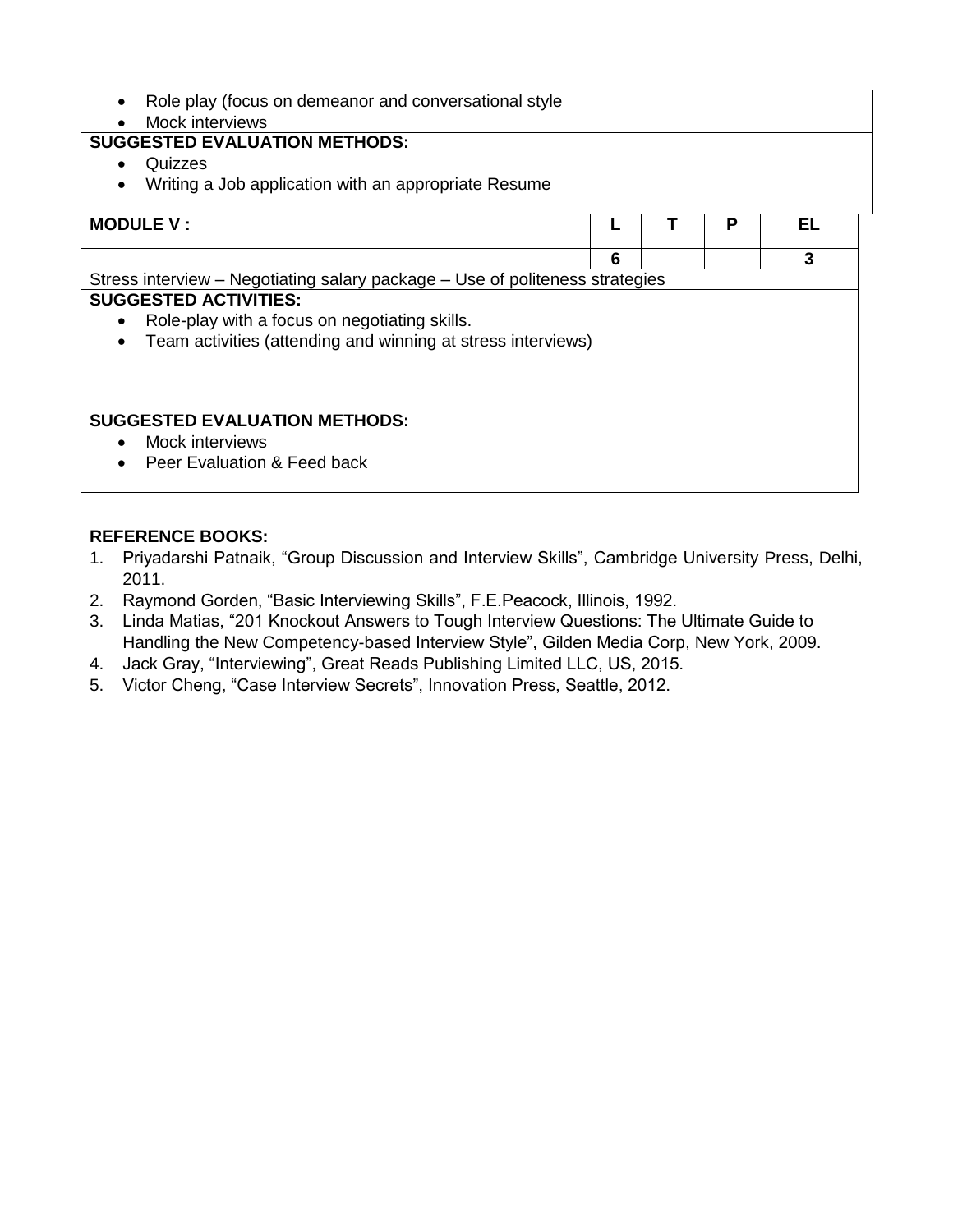- Role play (focus on demeanor and conversational style
- Mock interviews

**SUGGESTED EVALUATION METHODS:**

- Quizzes
- Writing a Job application with an appropriate Resume

| MODULE V : | L | T | P | EL |
|---|---|---|---|---|
| | 6 | | | 3 |

Stress interview – Negotiating salary package – Use of politeness strategies

**SUGGESTED ACTIVITIES:**

- Role-play with a focus on negotiating skills.
- Team activities (attending and winning at stress interviews)

**SUGGESTED EVALUATION METHODS:**

- Mock interviews
- Peer Evaluation & Feed back

**REFERENCE BOOKS:**

1. Priyadarshi Patnaik, "Group Discussion and Interview Skills", Cambridge University Press, Delhi, 2011.
2. Raymond Gorden, "Basic Interviewing Skills", F.E.Peacock, Illinois, 1992.
3. Linda Matias, "201 Knockout Answers to Tough Interview Questions: The Ultimate Guide to Handling the New Competency-based Interview Style", Gilden Media Corp, New York, 2009.
4. Jack Gray, "Interviewing", Great Reads Publishing Limited LLC, US, 2015.
5. Victor Cheng, "Case Interview Secrets", Innovation Press, Seattle, 2012.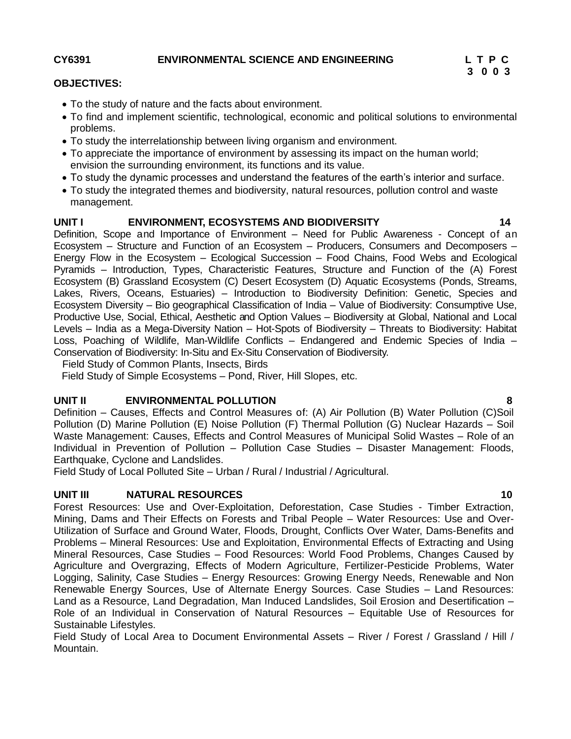**CY6391 ENVIRONMENTAL SCIENCE AND ENGINEERING L T P C**
**3 0 0 3**

**OBJECTIVES:**

- To the study of nature and the facts about environment.
- To find and implement scientific, technological, economic and political solutions to environmental problems.
- To study the interrelationship between living organism and environment.
- To appreciate the importance of environment by assessing its impact on the human world; envision the surrounding environment, its functions and its value.
- To study the dynamic processes and understand the features of the earth's interior and surface.
- To study the integrated themes and biodiversity, natural resources, pollution control and waste management.

**UNIT I ENVIRONMENT, ECOSYSTEMS AND BIODIVERSITY 14**

Definition, Scope and Importance of Environment – Need for Public Awareness - Concept of an Ecosystem – Structure and Function of an Ecosystem – Producers, Consumers and Decomposers – Energy Flow in the Ecosystem – Ecological Succession – Food Chains, Food Webs and Ecological Pyramids – Introduction, Types, Characteristic Features, Structure and Function of the (A) Forest Ecosystem (B) Grassland Ecosystem (C) Desert Ecosystem (D) Aquatic Ecosystems (Ponds, Streams, Lakes, Rivers, Oceans, Estuaries) – Introduction to Biodiversity Definition: Genetic, Species and Ecosystem Diversity – Bio geographical Classification of India – Value of Biodiversity: Consumptive Use, Productive Use, Social, Ethical, Aesthetic and Option Values – Biodiversity at Global, National and Local Levels – India as a Mega-Diversity Nation – Hot-Spots of Biodiversity – Threats to Biodiversity: Habitat Loss, Poaching of Wildlife, Man-Wildlife Conflicts – Endangered and Endemic Species of India – Conservation of Biodiversity: In-Situ and Ex-Situ Conservation of Biodiversity.

Field Study of Common Plants, Insects, Birds

Field Study of Simple Ecosystems – Pond, River, Hill Slopes, etc.

**UNIT II ENVIRONMENTAL POLLUTION 8**

Definition – Causes, Effects and Control Measures of: (A) Air Pollution (B) Water Pollution (C)Soil Pollution (D) Marine Pollution (E) Noise Pollution (F) Thermal Pollution (G) Nuclear Hazards – Soil Waste Management: Causes, Effects and Control Measures of Municipal Solid Wastes – Role of an Individual in Prevention of Pollution – Pollution Case Studies – Disaster Management: Floods, Earthquake, Cyclone and Landslides.

Field Study of Local Polluted Site – Urban / Rural / Industrial / Agricultural.

**UNIT III NATURAL RESOURCES 10**

Forest Resources: Use and Over-Exploitation, Deforestation, Case Studies - Timber Extraction, Mining, Dams and Their Effects on Forests and Tribal People – Water Resources: Use and Over-Utilization of Surface and Ground Water, Floods, Drought, Conflicts Over Water, Dams-Benefits and Problems – Mineral Resources: Use and Exploitation, Environmental Effects of Extracting and Using Mineral Resources, Case Studies – Food Resources: World Food Problems, Changes Caused by Agriculture and Overgrazing, Effects of Modern Agriculture, Fertilizer-Pesticide Problems, Water Logging, Salinity, Case Studies – Energy Resources: Growing Energy Needs, Renewable and Non Renewable Energy Sources, Use of Alternate Energy Sources. Case Studies – Land Resources: Land as a Resource, Land Degradation, Man Induced Landslides, Soil Erosion and Desertification – Role of an Individual in Conservation of Natural Resources – Equitable Use of Resources for Sustainable Lifestyles.

Field Study of Local Area to Document Environmental Assets – River / Forest / Grassland / Hill / Mountain.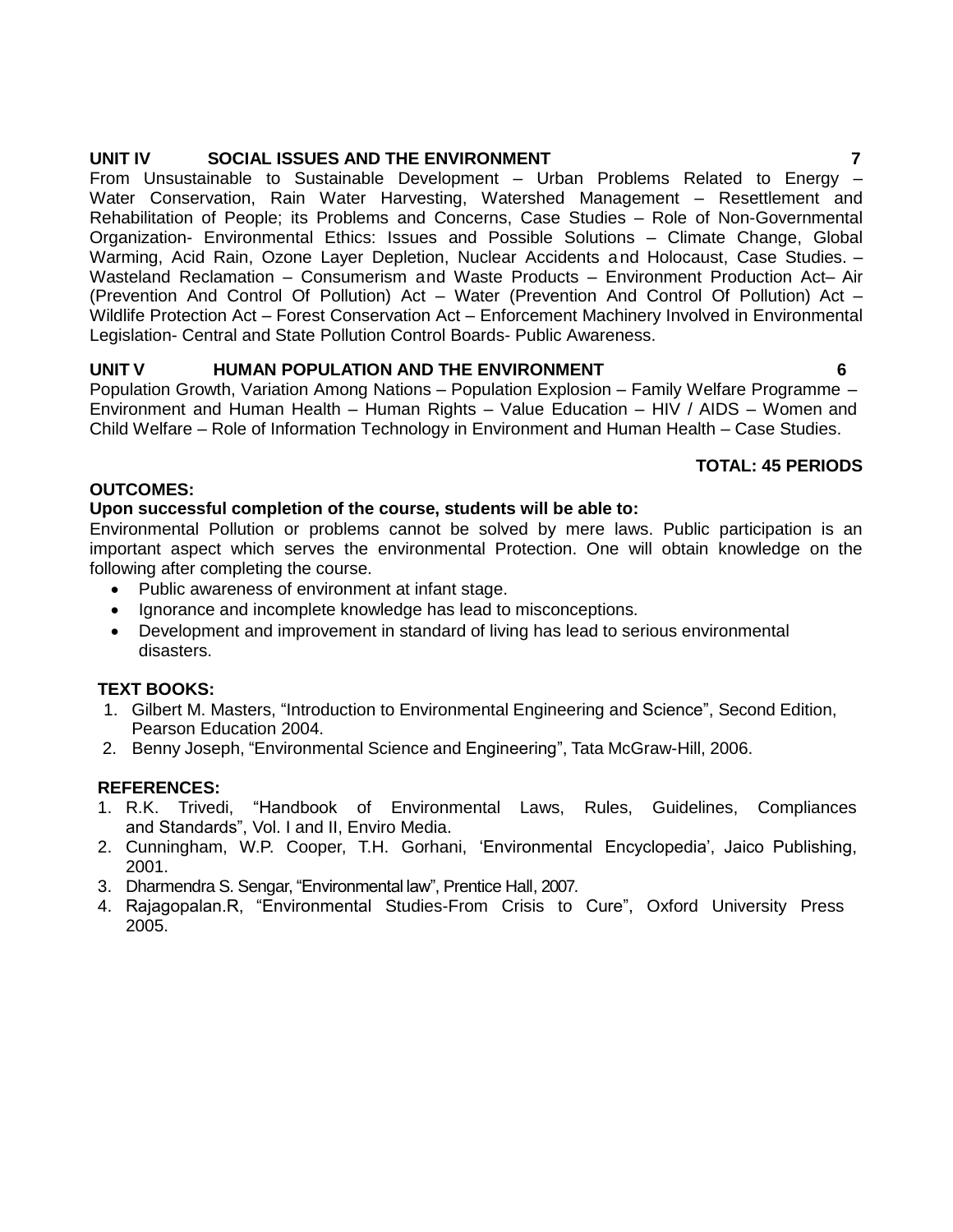## UNIT IV SOCIAL ISSUES AND THE ENVIRONMENT 7

From Unsustainable to Sustainable Development – Urban Problems Related to Energy – Water Conservation, Rain Water Harvesting, Watershed Management – Resettlement and Rehabilitation of People; its Problems and Concerns, Case Studies – Role of Non-Governmental Organization- Environmental Ethics: Issues and Possible Solutions – Climate Change, Global Warming, Acid Rain, Ozone Layer Depletion, Nuclear Accidents and Holocaust, Case Studies. – Wasteland Reclamation – Consumerism and Waste Products – Environment Production Act– Air (Prevention And Control Of Pollution) Act – Water (Prevention And Control Of Pollution) Act – Wildlife Protection Act – Forest Conservation Act – Enforcement Machinery Involved in Environmental Legislation- Central and State Pollution Control Boards- Public Awareness.

## UNIT V HUMAN POPULATION AND THE ENVIRONMENT 6

Population Growth, Variation Among Nations – Population Explosion – Family Welfare Programme – Environment and Human Health – Human Rights – Value Education – HIV / AIDS – Women and Child Welfare – Role of Information Technology in Environment and Human Health – Case Studies.

**TOTAL: 45 PERIODS**

**OUTCOMES:**

**Upon successful completion of the course, students will be able to:**

Environmental Pollution or problems cannot be solved by mere laws. Public participation is an important aspect which serves the environmental Protection. One will obtain knowledge on the following after completing the course.

- Public awareness of environment at infant stage.
- Ignorance and incomplete knowledge has lead to misconceptions.
- Development and improvement in standard of living has lead to serious environmental disasters.

**TEXT BOOKS:**

1. Gilbert M. Masters, “Introduction to Environmental Engineering and Science”, Second Edition, Pearson Education 2004.
2. Benny Joseph, “Environmental Science and Engineering”, Tata McGraw-Hill, 2006.

**REFERENCES:**

1. R.K. Trivedi, “Handbook of Environmental Laws, Rules, Guidelines, Compliances and Standards”, Vol. I and II, Enviro Media.
2. Cunningham, W.P. Cooper, T.H. Gorhani, ‘Environmental Encyclopedia’, Jaico Publishing, 2001.
3. Dharmendra S. Sengar, “Environmental law”, Prentice Hall, 2007.
4. Rajagopalan.R, “Environmental Studies-From Crisis to Cure”, Oxford University Press 2005.